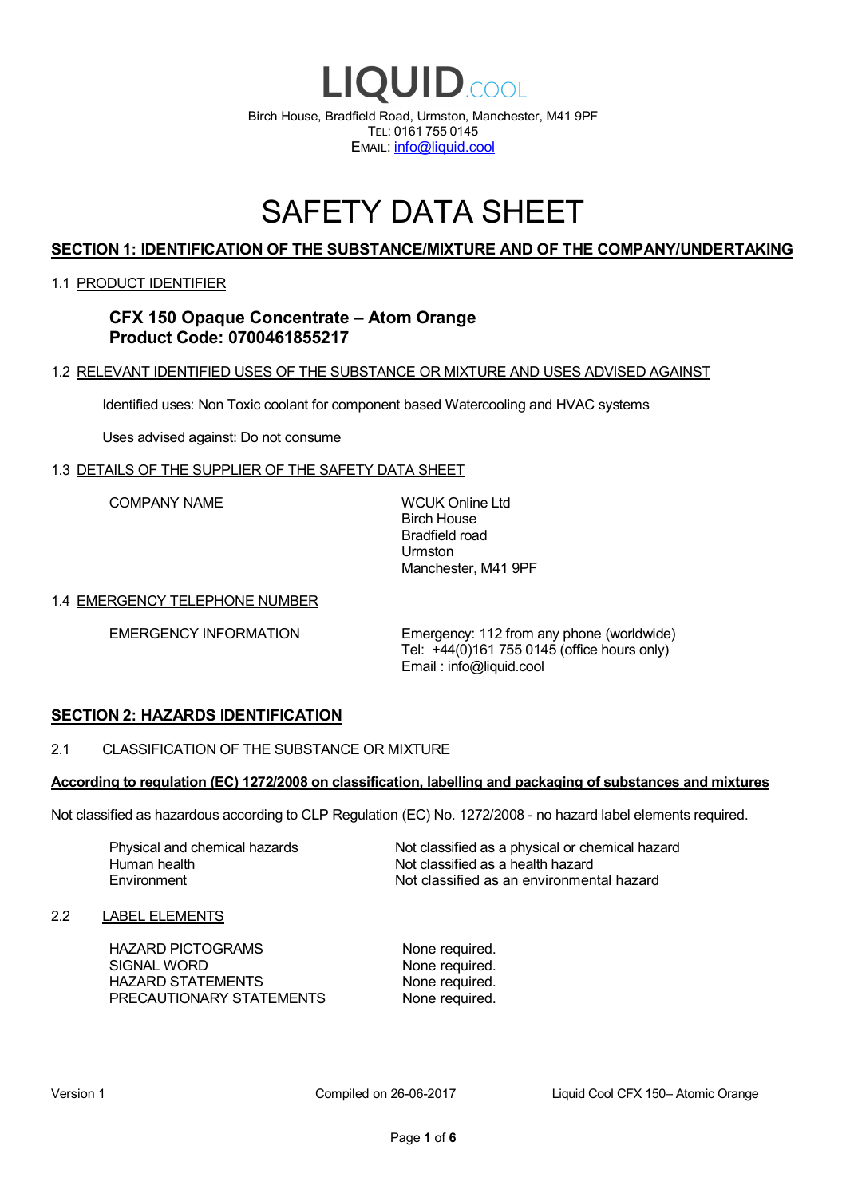# LIQUID.COOL

Birch House, Bradfield Road, Urmston, Manchester, M41 9PF
TEL: 0161 755 0145
EMAIL: info@liquid.cool

# SAFETY DATA SHEET

## SECTION 1: IDENTIFICATION OF THE SUBSTANCE/MIXTURE AND OF THE COMPANY/UNDERTAKING

### 1.1 PRODUCT IDENTIFIER

**CFX 150 Opaque Concentrate – Atom Orange**
**Product Code: 0700461855217**

### 1.2 RELEVANT IDENTIFIED USES OF THE SUBSTANCE OR MIXTURE AND USES ADVISED AGAINST

Identified uses: Non Toxic coolant for component based Watercooling and HVAC systems

Uses advised against: Do not consume

### 1.3 DETAILS OF THE SUPPLIER OF THE SAFETY DATA SHEET

| | |
|---|---|
| COMPANY NAME | WCUK Online Ltd<br>Birch House<br>Bradfield road<br>Urmston<br>Manchester, M41 9PF |

### 1.4 EMERGENCY TELEPHONE NUMBER

| | |
|---|---|
| EMERGENCY INFORMATION | Emergency: 112 from any phone (worldwide)<br>Tel: +44(0)161 755 0145 (office hours only)<br>Email : info@liquid.cool |

## SECTION 2: HAZARDS IDENTIFICATION

### 2.1 CLASSIFICATION OF THE SUBSTANCE OR MIXTURE

**According to regulation (EC) 1272/2008 on classification, labelling and packaging of substances and mixtures**

Not classified as hazardous according to CLP Regulation (EC) No. 1272/2008 - no hazard label elements required.

| | |
|---|---|
| Physical and chemical hazards | Not classified as a physical or chemical hazard |
| Human health | Not classified as a health hazard |
| Environment | Not classified as an environmental hazard |

### 2.2 LABEL ELEMENTS

| | |
|---|---|
| HAZARD PICTOGRAMS | None required. |
| SIGNAL WORD | None required. |
| HAZARD STATEMENTS | None required. |
| PRECAUTIONARY STATEMENTS | None required. |

Version 1 &nbsp;&nbsp;&nbsp; Compiled on 26-06-2017 &nbsp;&nbsp;&nbsp; Liquid Cool CFX 150– Atomic Orange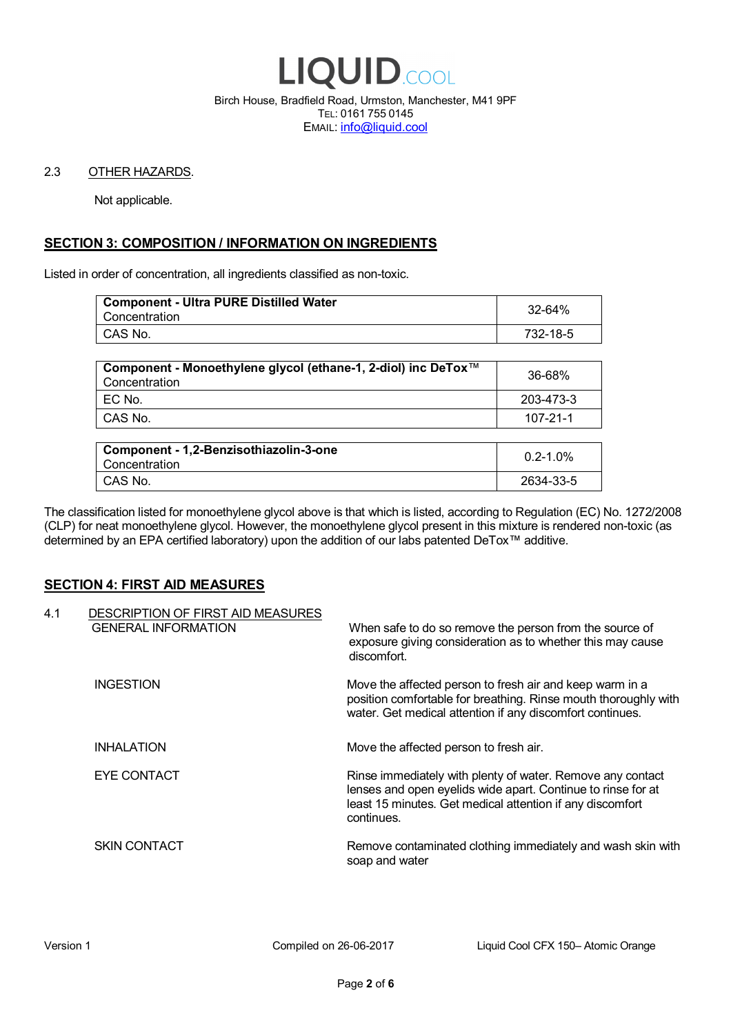2.3 OTHER HAZARDS.

Not applicable.

## SECTION 3: COMPOSITION / INFORMATION ON INGREDIENTS

Listed in order of concentration, all ingredients classified as non-toxic.

| **Component - Ultra PURE Distilled Water** Concentration | 32-64% |
|---|---|
| CAS No. | 732-18-5 |

| **Component - Monoethylene glycol (ethane-1, 2-diol) inc DeTox™** Concentration | 36-68% |
|---|---|
| EC No. | 203-473-3 |
| CAS No. | 107-21-1 |

| **Component - 1,2-Benzisothiazolin-3-one** Concentration | 0.2-1.0% |
|---|---|
| CAS No. | 2634-33-5 |

The classification listed for monoethylene glycol above is that which is listed, according to Regulation (EC) No. 1272/2008 (CLP) for neat monoethylene glycol. However, the monoethylene glycol present in this mixture is rendered non-toxic (as determined by an EPA certified laboratory) upon the addition of our labs patented DeTox™ additive.

## SECTION 4: FIRST AID MEASURES

4.1 DESCRIPTION OF FIRST AID MEASURES

| | |
|---|---|
| GENERAL INFORMATION | When safe to do so remove the person from the source of exposure giving consideration as to whether this may cause discomfort. |
| INGESTION | Move the affected person to fresh air and keep warm in a position comfortable for breathing. Rinse mouth thoroughly with water. Get medical attention if any discomfort continues. |
| INHALATION | Move the affected person to fresh air. |
| EYE CONTACT | Rinse immediately with plenty of water. Remove any contact lenses and open eyelids wide apart. Continue to rinse for at least 15 minutes. Get medical attention if any discomfort continues. |
| SKIN CONTACT | Remove contaminated clothing immediately and wash skin with soap and water |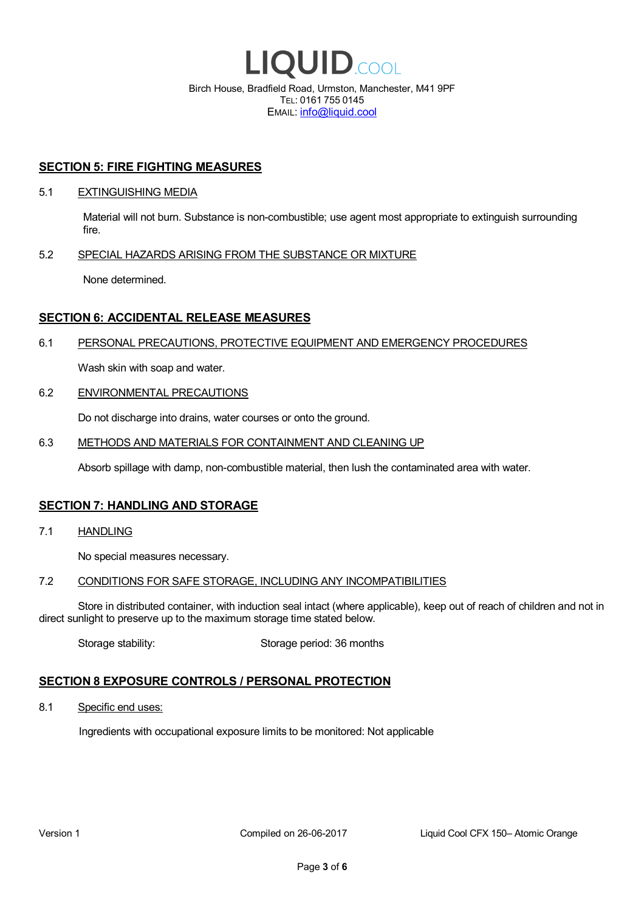# LIQUID.COOL

Birch House, Bradfield Road, Urmston, Manchester, M41 9PF
TEL: 0161 755 0145
EMAIL: info@liquid.cool

## SECTION 5: FIRE FIGHTING MEASURES

### 5.1 EXTINGUISHING MEDIA

Material will not burn. Substance is non-combustible; use agent most appropriate to extinguish surrounding fire.

### 5.2 SPECIAL HAZARDS ARISING FROM THE SUBSTANCE OR MIXTURE

None determined.

## SECTION 6: ACCIDENTAL RELEASE MEASURES

### 6.1 PERSONAL PRECAUTIONS, PROTECTIVE EQUIPMENT AND EMERGENCY PROCEDURES

Wash skin with soap and water.

### 6.2 ENVIRONMENTAL PRECAUTIONS

Do not discharge into drains, water courses or onto the ground.

### 6.3 METHODS AND MATERIALS FOR CONTAINMENT AND CLEANING UP

Absorb spillage with damp, non-combustible material, then lush the contaminated area with water.

## SECTION 7: HANDLING AND STORAGE

### 7.1 HANDLING

No special measures necessary.

### 7.2 CONDITIONS FOR SAFE STORAGE, INCLUDING ANY INCOMPATIBILITIES

Store in distributed container, with induction seal intact (where applicable), keep out of reach of children and not in direct sunlight to preserve up to the maximum storage time stated below.

Storage stability: Storage period: 36 months

## SECTION 8 EXPOSURE CONTROLS / PERSONAL PROTECTION

### 8.1 Specific end uses:

Ingredients with occupational exposure limits to be monitored: Not applicable

Version 1 Compiled on 26-06-2017 Liquid Cool CFX 150– Atomic Orange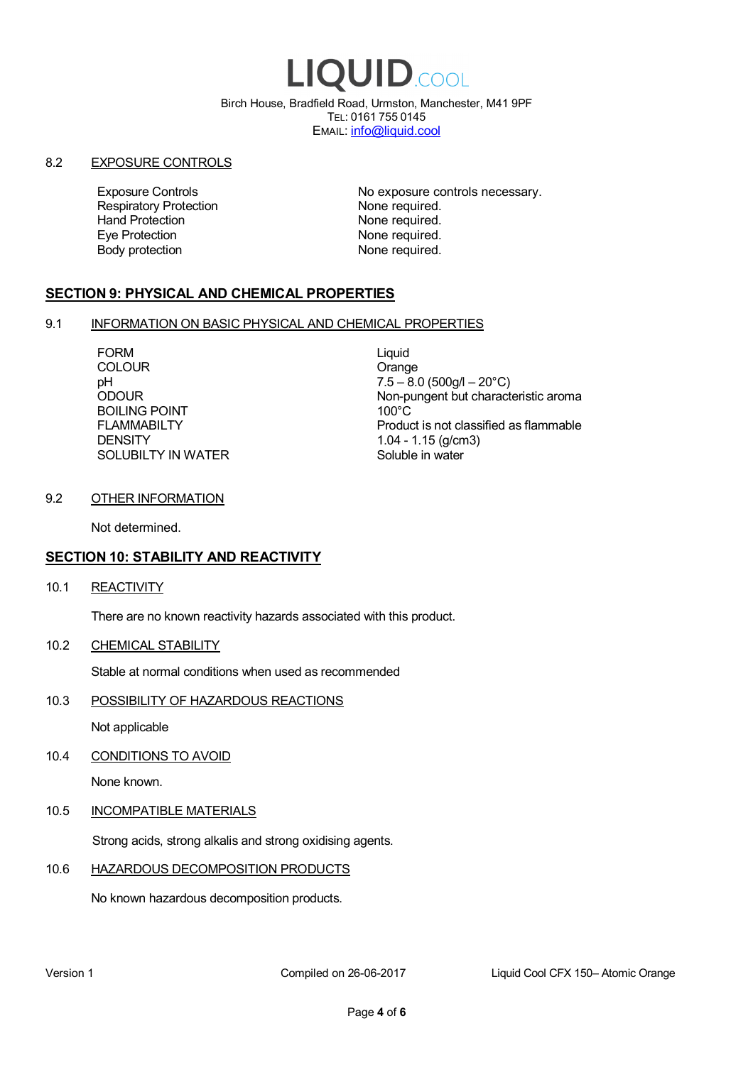### 8.2 EXPOSURE CONTROLS

| | |
|---|---|
| Exposure Controls | No exposure controls necessary. |
| Respiratory Protection | None required. |
| Hand Protection | None required. |
| Eye Protection | None required. |
| Body protection | None required. |

## SECTION 9: PHYSICAL AND CHEMICAL PROPERTIES

### 9.1 INFORMATION ON BASIC PHYSICAL AND CHEMICAL PROPERTIES

| | |
|---|---|
| FORM | Liquid |
| COLOUR | Orange |
| pH | 7.5 – 8.0 (500g/l – 20°C) |
| ODOUR | Non-pungent but characteristic aroma |
| BOILING POINT | 100°C |
| FLAMMABILTY | Product is not classified as flammable |
| DENSITY | 1.04 - 1.15 (g/cm3) |
| SOLUBILTY IN WATER | Soluble in water |

### 9.2 OTHER INFORMATION

Not determined.

## SECTION 10: STABILITY AND REACTIVITY

### 10.1 REACTIVITY

There are no known reactivity hazards associated with this product.

### 10.2 CHEMICAL STABILITY

Stable at normal conditions when used as recommended

### 10.3 POSSIBILITY OF HAZARDOUS REACTIONS

Not applicable

### 10.4 CONDITIONS TO AVOID

None known.

### 10.5 INCOMPATIBLE MATERIALS

Strong acids, strong alkalis and strong oxidising agents.

### 10.6 HAZARDOUS DECOMPOSITION PRODUCTS

No known hazardous decomposition products.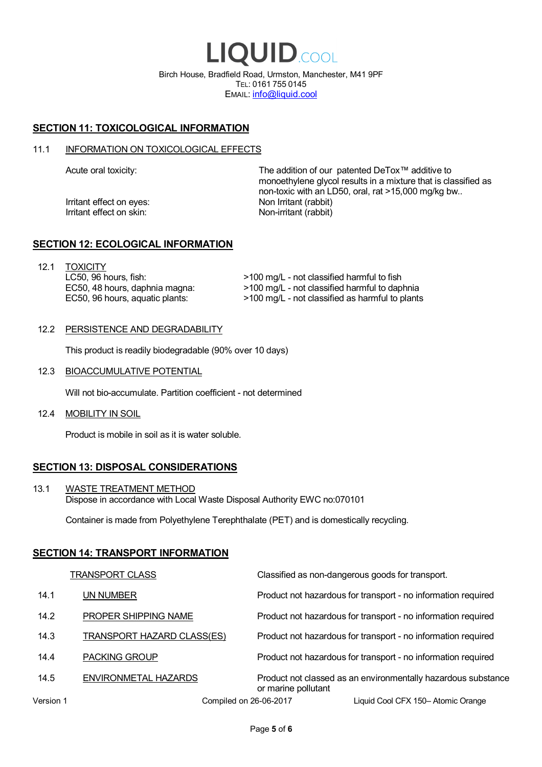# LIQUID.COOL

Birch House, Bradfield Road, Urmston, Manchester, M41 9PF
TEL: 0161 755 0145
EMAIL: info@liquid.cool

## SECTION 11: TOXICOLOGICAL INFORMATION

### 11.1 INFORMATION ON TOXICOLOGICAL EFFECTS

| | |
|---|---|
| Acute oral toxicity: | The addition of our patented DeTox™ additive to monoethylene glycol results in a mixture that is classified as non-toxic with an LD50, oral, rat >15,000 mg/kg bw.. |
| Irritant effect on eyes: | Non Irritant (rabbit) |
| Irritant effect on skin: | Non-irritant (rabbit) |

## SECTION 12: ECOLOGICAL INFORMATION

### 12.1 TOXICITY

| | |
|---|---|
| LC50, 96 hours, fish: | >100 mg/L - not classified harmful to fish |
| EC50, 48 hours, daphnia magna: | >100 mg/L - not classified harmful to daphnia |
| EC50, 96 hours, aquatic plants: | >100 mg/L - not classified as harmful to plants |

### 12.2 PERSISTENCE AND DEGRADABILITY

This product is readily biodegradable (90% over 10 days)

### 12.3 BIOACCUMULATIVE POTENTIAL

Will not bio-accumulate. Partition coefficient - not determined

### 12.4 MOBILITY IN SOIL

Product is mobile in soil as it is water soluble.

## SECTION 13: DISPOSAL CONSIDERATIONS

### 13.1 WASTE TREATMENT METHOD

Dispose in accordance with Local Waste Disposal Authority EWC no:070101

Container is made from Polyethylene Terephthalate (PET) and is domestically recycling.

## SECTION 14: TRANSPORT INFORMATION

| | | |
|---|---|---|
| | TRANSPORT CLASS | Classified as non-dangerous goods for transport. |
| 14.1 | UN NUMBER | Product not hazardous for transport - no information required |
| 14.2 | PROPER SHIPPING NAME | Product not hazardous for transport - no information required |
| 14.3 | TRANSPORT HAZARD CLASS(ES) | Product not hazardous for transport - no information required |
| 14.4 | PACKING GROUP | Product not hazardous for transport - no information required |
| 14.5 | ENVIRONMETAL HAZARDS | Product not classed as an environmentally hazardous substance or marine pollutant |

Version 1 Compiled on 26-06-2017 Liquid Cool CFX 150– Atomic Orange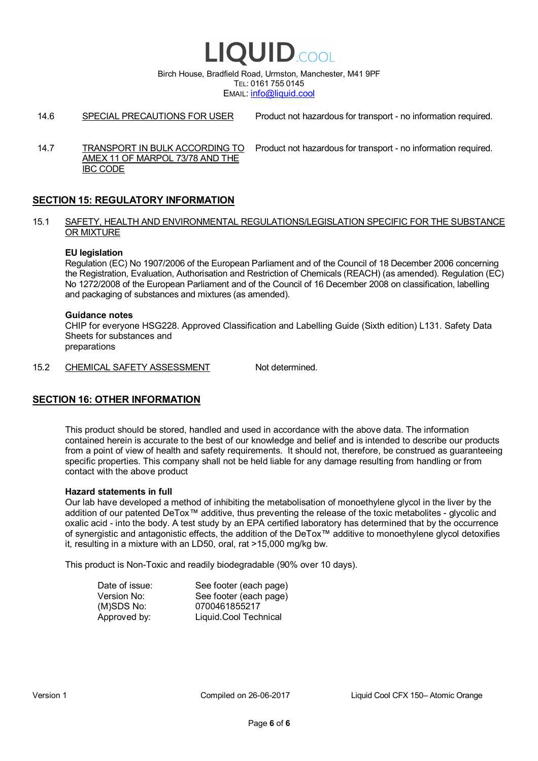# LIQUID.COOL

Birch House, Bradfield Road, Urmston, Manchester, M41 9PF
TEL: 0161 755 0145
EMAIL: info@liquid.cool

| | | |
|---|---|---|
| 14.6 | SPECIAL PRECAUTIONS FOR USER | Product not hazardous for transport - no information required. |
| 14.7 | TRANSPORT IN BULK ACCORDING TO AMEX 11 OF MARPOL 73/78 AND THE IBC CODE | Product not hazardous for transport - no information required. |

## SECTION 15: REGULATORY INFORMATION

15.1 SAFETY, HEALTH AND ENVIRONMENTAL REGULATIONS/LEGISLATION SPECIFIC FOR THE SUBSTANCE OR MIXTURE

**EU legislation**
Regulation (EC) No 1907/2006 of the European Parliament and of the Council of 18 December 2006 concerning the Registration, Evaluation, Authorisation and Restriction of Chemicals (REACH) (as amended). Regulation (EC) No 1272/2008 of the European Parliament and of the Council of 16 December 2008 on classification, labelling and packaging of substances and mixtures (as amended).

**Guidance notes**
CHIP for everyone HSG228. Approved Classification and Labelling Guide (Sixth edition) L131. Safety Data Sheets for substances and
preparations

15.2 CHEMICAL SAFETY ASSESSMENT — Not determined.

## SECTION 16: OTHER INFORMATION

This product should be stored, handled and used in accordance with the above data. The information contained herein is accurate to the best of our knowledge and belief and is intended to describe our products from a point of view of health and safety requirements. It should not, therefore, be construed as guaranteeing specific properties. This company shall not be held liable for any damage resulting from handling or from contact with the above product

**Hazard statements in full**
Our lab have developed a method of inhibiting the metabolisation of monoethylene glycol in the liver by the addition of our patented DeTox™ additive, thus preventing the release of the toxic metabolites - glycolic and oxalic acid - into the body. A test study by an EPA certified laboratory has determined that by the occurrence of synergistic and antagonistic effects, the addition of the DeTox™ additive to monoethylene glycol detoxifies it, resulting in a mixture with an LD50, oral, rat >15,000 mg/kg bw.

This product is Non-Toxic and readily biodegradable (90% over 10 days).

| | |
|---|---|
| Date of issue: | See footer (each page) |
| Version No: | See footer (each page) |
| (M)SDS No: | 0700461855217 |
| Approved by: | Liquid.Cool Technical |

Version 1 — Compiled on 26-06-2017 — Liquid Cool CFX 150– Atomic Orange